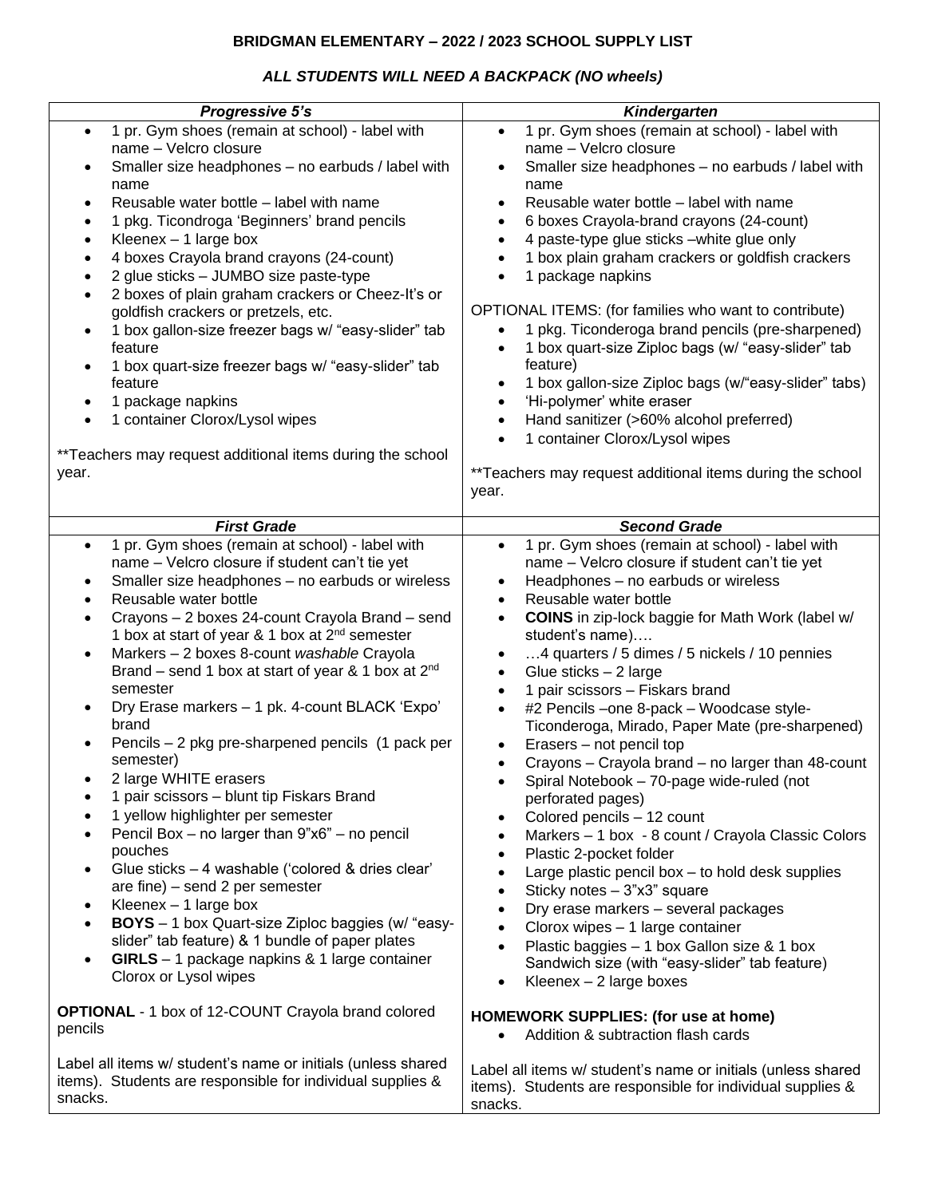# BRIDGMAN ELEMENTARY – 2022 / 2023 SCHOOL SUPPLY LIST

***ALL STUDENTS WILL NEED A BACKPACK (NO wheels)***

## *Progressive 5's*

- 1 pr. Gym shoes (remain at school) - label with name – Velcro closure
- Smaller size headphones – no earbuds / label with name
- Reusable water bottle – label with name
- 1 pkg. Ticondroga 'Beginners' brand pencils
- Kleenex – 1 large box
- 4 boxes Crayola brand crayons (24-count)
- 2 glue sticks – JUMBO size paste-type
- 2 boxes of plain graham crackers or Cheez-It's or goldfish crackers or pretzels, etc.
- 1 box gallon-size freezer bags w/ "easy-slider" tab feature
- 1 box quart-size freezer bags w/ "easy-slider" tab feature
- 1 package napkins
- 1 container Clorox/Lysol wipes

**Teachers may request additional items during the school year.

## *Kindergarten*

- 1 pr. Gym shoes (remain at school) - label with name – Velcro closure
- Smaller size headphones – no earbuds / label with name
- Reusable water bottle – label with name
- 6 boxes Crayola-brand crayons (24-count)
- 4 paste-type glue sticks –white glue only
- 1 box plain graham crackers or goldfish crackers
- 1 package napkins

OPTIONAL ITEMS: (for families who want to contribute)

- 1 pkg. Ticonderoga brand pencils (pre-sharpened)
- 1 box quart-size Ziploc bags (w/ "easy-slider" tab feature)
- 1 box gallon-size Ziploc bags (w/"easy-slider" tabs)
- 'Hi-polymer' white eraser
- Hand sanitizer (>60% alcohol preferred)
- 1 container Clorox/Lysol wipes

**Teachers may request additional items during the school year.

## *First Grade*

- 1 pr. Gym shoes (remain at school) - label with name – Velcro closure if student can't tie yet
- Smaller size headphones – no earbuds or wireless
- Reusable water bottle
- Crayons – 2 boxes 24-count Crayola Brand – send 1 box at start of year & 1 box at 2nd semester
- Markers – 2 boxes 8-count *washable* Crayola Brand – send 1 box at start of year & 1 box at 2nd semester
- Dry Erase markers – 1 pk. 4-count BLACK 'Expo' brand
- Pencils – 2 pkg pre-sharpened pencils (1 pack per semester)
- 2 large WHITE erasers
- 1 pair scissors – blunt tip Fiskars Brand
- 1 yellow highlighter per semester
- Pencil Box – no larger than 9"x6" – no pencil pouches
- Glue sticks – 4 washable ('colored & dries clear' are fine) – send 2 per semester
- Kleenex – 1 large box
- **BOYS** – 1 box Quart-size Ziploc baggies (w/ "easy-slider" tab feature) & 1 bundle of paper plates
- **GIRLS** – 1 package napkins & 1 large container Clorox or Lysol wipes

**OPTIONAL** - 1 box of 12-COUNT Crayola brand colored pencils

Label all items w/ student's name or initials (unless shared items). Students are responsible for individual supplies & snacks.

## *Second Grade*

- 1 pr. Gym shoes (remain at school) - label with name – Velcro closure if student can't tie yet
- Headphones – no earbuds or wireless
- Reusable water bottle
- **COINS** in zip-lock baggie for Math Work (label w/ student's name)….
- …4 quarters / 5 dimes / 5 nickels / 10 pennies
- Glue sticks – 2 large
- 1 pair scissors – Fiskars brand
- #2 Pencils –one 8-pack – Woodcase style- Ticonderoga, Mirado, Paper Mate (pre-sharpened)
- Erasers – not pencil top
- Crayons – Crayola brand – no larger than 48-count
- Spiral Notebook – 70-page wide-ruled (not perforated pages)
- Colored pencils – 12 count
- Markers – 1 box - 8 count / Crayola Classic Colors
- Plastic 2-pocket folder
- Large plastic pencil box – to hold desk supplies
- Sticky notes – 3"x3" square
- Dry erase markers – several packages
- Clorox wipes – 1 large container
- Plastic baggies – 1 box Gallon size & 1 box Sandwich size (with "easy-slider" tab feature)
- Kleenex – 2 large boxes

**HOMEWORK SUPPLIES: (for use at home)**

- Addition & subtraction flash cards

Label all items w/ student's name or initials (unless shared items). Students are responsible for individual supplies & snacks.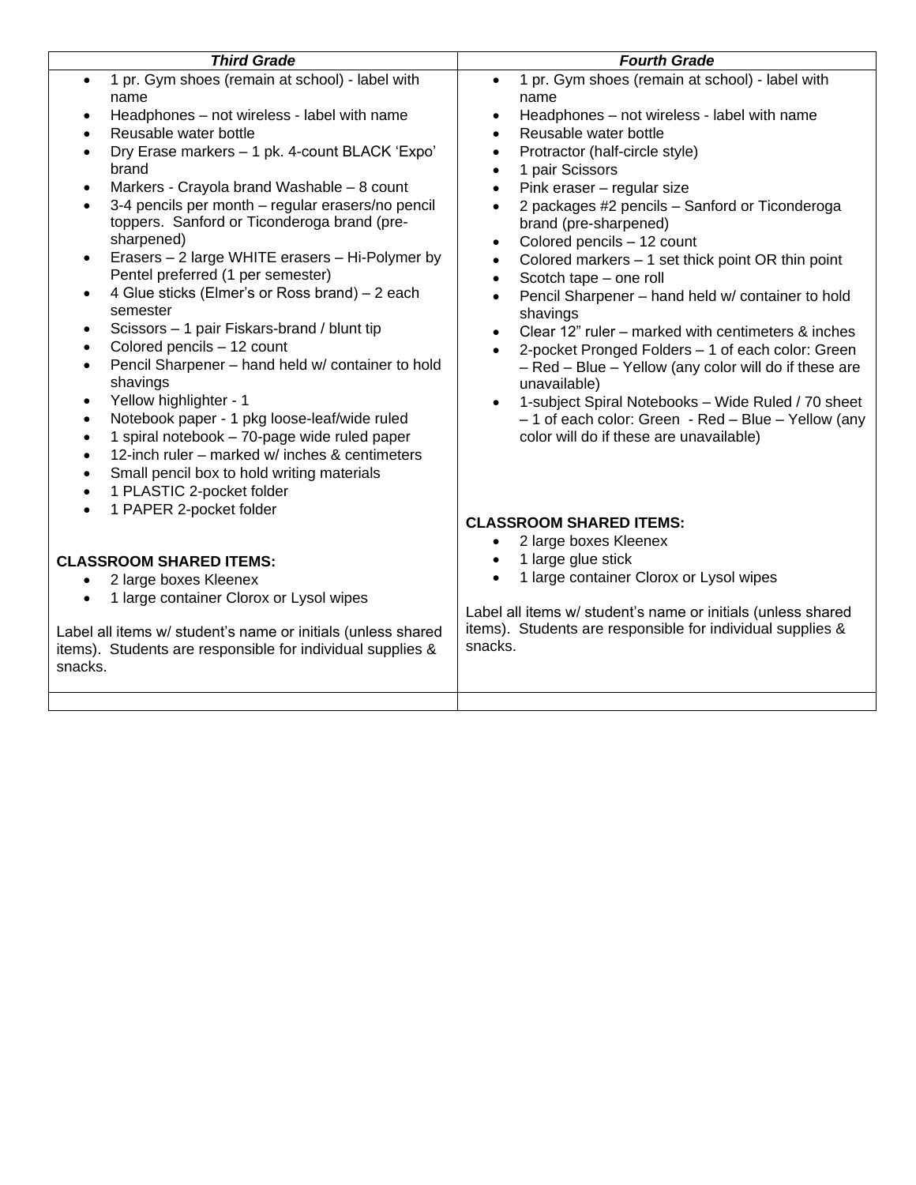| *Third Grade* | *Fourth Grade* |
|---|---|
| • 1 pr. Gym shoes (remain at school) - label with name<br>• Headphones – not wireless - label with name<br>• Reusable water bottle<br>• Dry Erase markers – 1 pk. 4-count BLACK 'Expo' brand<br>• Markers - Crayola brand Washable – 8 count<br>• 3-4 pencils per month – regular erasers/no pencil toppers. Sanford or Ticonderoga brand (pre-sharpened)<br>• Erasers – 2 large WHITE erasers – Hi-Polymer by Pentel preferred (1 per semester)<br>• 4 Glue sticks (Elmer's or Ross brand) – 2 each semester<br>• Scissors – 1 pair Fiskars-brand / blunt tip<br>• Colored pencils – 12 count<br>• Pencil Sharpener – hand held w/ container to hold shavings<br>• Yellow highlighter - 1<br>• Notebook paper - 1 pkg loose-leaf/wide ruled<br>• 1 spiral notebook – 70-page wide ruled paper<br>• 12-inch ruler – marked w/ inches & centimeters<br>• Small pencil box to hold writing materials<br>• 1 PLASTIC 2-pocket folder<br>• 1 PAPER 2-pocket folder<br><br>**CLASSROOM SHARED ITEMS:**<br>• 2 large boxes Kleenex<br>• 1 large container Clorox or Lysol wipes<br><br>Label all items w/ student's name or initials (unless shared items). Students are responsible for individual supplies & snacks. | • 1 pr. Gym shoes (remain at school) - label with name<br>• Headphones – not wireless - label with name<br>• Reusable water bottle<br>• Protractor (half-circle style)<br>• 1 pair Scissors<br>• Pink eraser – regular size<br>• 2 packages #2 pencils – Sanford or Ticonderoga brand (pre-sharpened)<br>• Colored pencils – 12 count<br>• Colored markers – 1 set thick point OR thin point<br>• Scotch tape – one roll<br>• Pencil Sharpener – hand held w/ container to hold shavings<br>• Clear 12" ruler – marked with centimeters & inches<br>• 2-pocket Pronged Folders – 1 of each color: Green – Red – Blue – Yellow (any color will do if these are unavailable)<br>• 1-subject Spiral Notebooks – Wide Ruled / 70 sheet – 1 of each color: Green - Red – Blue – Yellow (any color will do if these are unavailable)<br><br>**CLASSROOM SHARED ITEMS:**<br>• 2 large boxes Kleenex<br>• 1 large glue stick<br>• 1 large container Clorox or Lysol wipes<br><br>Label all items w/ student's name or initials (unless shared items). Students are responsible for individual supplies & snacks. |
| | |